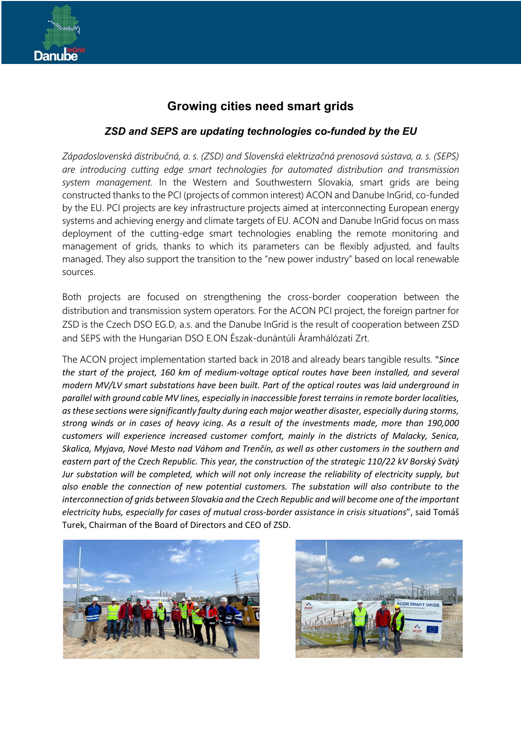# Growing cities need smart grids

## *ZSD and SEPS are updating technologies co-funded by the EU*

*Západoslovenská distribučná, a. s. (ZSD) and Slovenská elektrizačná prenosová sústava, a. s. (SEPS) are introducing cutting edge smart technologies for automated distribution and transmission system management.* In the Western and Southwestern Slovakia, smart grids are being constructed thanks to the PCI (projects of common interest) ACON and Danube InGrid, co-funded by the EU. PCI projects are key infrastructure projects aimed at interconnecting European energy systems and achieving energy and climate targets of EU. ACON and Danube InGrid focus on mass deployment of the cutting-edge smart technologies enabling the remote monitoring and management of grids, thanks to which its parameters can be flexibly adjusted, and faults managed. They also support the transition to the "new power industry" based on local renewable sources.

Both projects are focused on strengthening the cross-border cooperation between the distribution and transmission system operators. For the ACON PCI project, the foreign partner for ZSD is the Czech DSO EG.D, a.s. and the Danube InGrid is the result of cooperation between ZSD and SEPS with the Hungarian DSO E.ON Észak-dunántúli Áramhálózati Zrt.

The ACON project implementation started back in 2018 and already bears tangible results. "*Since the start of the project, 160 km of medium-voltage optical routes have been installed, and several modern MV/LV smart substations have been built. Part of the optical routes was laid underground in parallel with ground cable MV lines, especially in inaccessible forest terrains in remote border localities, as these sections were significantly faulty during each major weather disaster, especially during storms, strong winds or in cases of heavy icing. As a result of the investments made, more than 190,000 customers will experience increased customer comfort, mainly in the districts of Malacky, Senica, Skalica, Myjava, Nové Mesto nad Váhom and Trenčín, as well as other customers in the southern and eastern part of the Czech Republic. This year, the construction of the strategic 110/22 kV Borský Svätý Jur substation will be completed, which will not only increase the reliability of electricity supply, but also enable the connection of new potential customers. The substation will also contribute to the interconnection of grids between Slovakia and the Czech Republic and will become one of the important electricity hubs, especially for cases of mutual cross-border assistance in crisis situations*", said Tomáš Turek, Chairman of the Board of Directors and CEO of ZSD.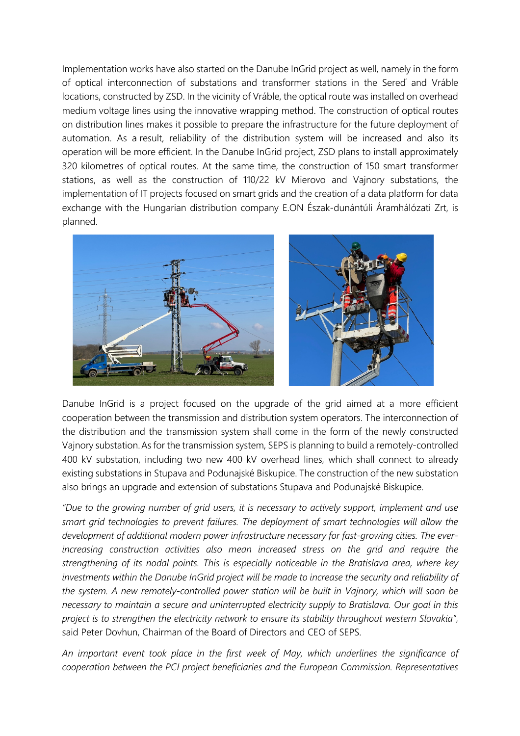Implementation works have also started on the Danube InGrid project as well, namely in the form of optical interconnection of substations and transformer stations in the Sereď and Vráble locations, constructed by ZSD. In the vicinity of Vráble, the optical route was installed on overhead medium voltage lines using the innovative wrapping method. The construction of optical routes on distribution lines makes it possible to prepare the infrastructure for the future deployment of automation. As a result, reliability of the distribution system will be increased and also its operation will be more efficient. In the Danube InGrid project, ZSD plans to install approximately 320 kilometres of optical routes. At the same time, the construction of 150 smart transformer stations, as well as the construction of 110/22 kV Mierovo and Vajnory substations, the implementation of IT projects focused on smart grids and the creation of a data platform for data exchange with the Hungarian distribution company E.ON Észak-dunántúli Áramhálózati Zrt, is planned.

Danube InGrid is a project focused on the upgrade of the grid aimed at a more efficient cooperation between the transmission and distribution system operators. The interconnection of the distribution and the transmission system shall come in the form of the newly constructed Vajnory substation. As for the transmission system, SEPS is planning to build a remotely-controlled 400 kV substation, including two new 400 kV overhead lines, which shall connect to already existing substations in Stupava and Podunajské Biskupice. The construction of the new substation also brings an upgrade and extension of substations Stupava and Podunajské Biskupice.

*"Due to the growing number of grid users, it is necessary to actively support, implement and use smart grid technologies to prevent failures. The deployment of smart technologies will allow the development of additional modern power infrastructure necessary for fast-growing cities. The ever-increasing construction activities also mean increased stress on the grid and require the strengthening of its nodal points. This is especially noticeable in the Bratislava area, where key investments within the Danube InGrid project will be made to increase the security and reliability of the system. A new remotely-controlled power station will be built in Vajnory, which will soon be necessary to maintain a secure and uninterrupted electricity supply to Bratislava. Our goal in this project is to strengthen the electricity network to ensure its stability throughout western Slovakia"*, said Peter Dovhun, Chairman of the Board of Directors and CEO of SEPS.

*An important event took place in the first week of May, which underlines the significance of cooperation between the PCI project beneficiaries and the European Commission. Representatives*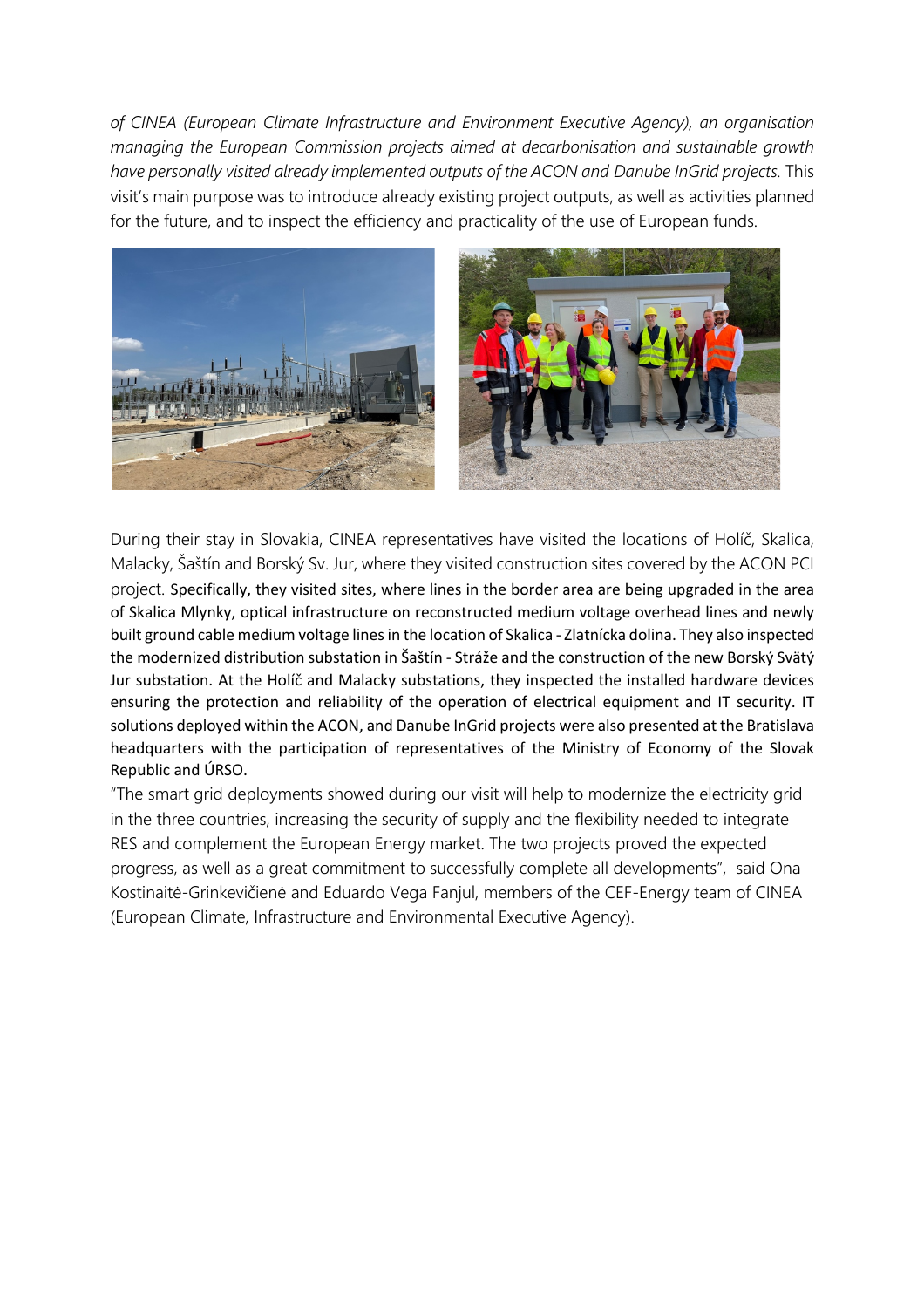*of CINEA (European Climate Infrastructure and Environment Executive Agency), an organisation managing the European Commission projects aimed at decarbonisation and sustainable growth have personally visited already implemented outputs of the ACON and Danube InGrid projects.* This visit's main purpose was to introduce already existing project outputs, as well as activities planned for the future, and to inspect the efficiency and practicality of the use of European funds.

During their stay in Slovakia, CINEA representatives have visited the locations of Holíč, Skalica, Malacky, Šaštín and Borský Sv. Jur, where they visited construction sites covered by the ACON PCI project. Specifically, they visited sites, where lines in the border area are being upgraded in the area of Skalica Mlynky, optical infrastructure on reconstructed medium voltage overhead lines and newly built ground cable medium voltage lines in the location of Skalica - Zlatnícka dolina. They also inspected the modernized distribution substation in Šaštín - Stráže and the construction of the new Borský Svätý Jur substation. At the Holíč and Malacky substations, they inspected the installed hardware devices ensuring the protection and reliability of the operation of electrical equipment and IT security. IT solutions deployed within the ACON, and Danube InGrid projects were also presented at the Bratislava headquarters with the participation of representatives of the Ministry of Economy of the Slovak Republic and ÚRSO.

"The smart grid deployments showed during our visit will help to modernize the electricity grid in the three countries, increasing the security of supply and the flexibility needed to integrate RES and complement the European Energy market. The two projects proved the expected progress, as well as a great commitment to successfully complete all developments", said Ona Kostinaitė-Grinkevičienė and Eduardo Vega Fanjul, members of the CEF-Energy team of CINEA (European Climate, Infrastructure and Environmental Executive Agency).